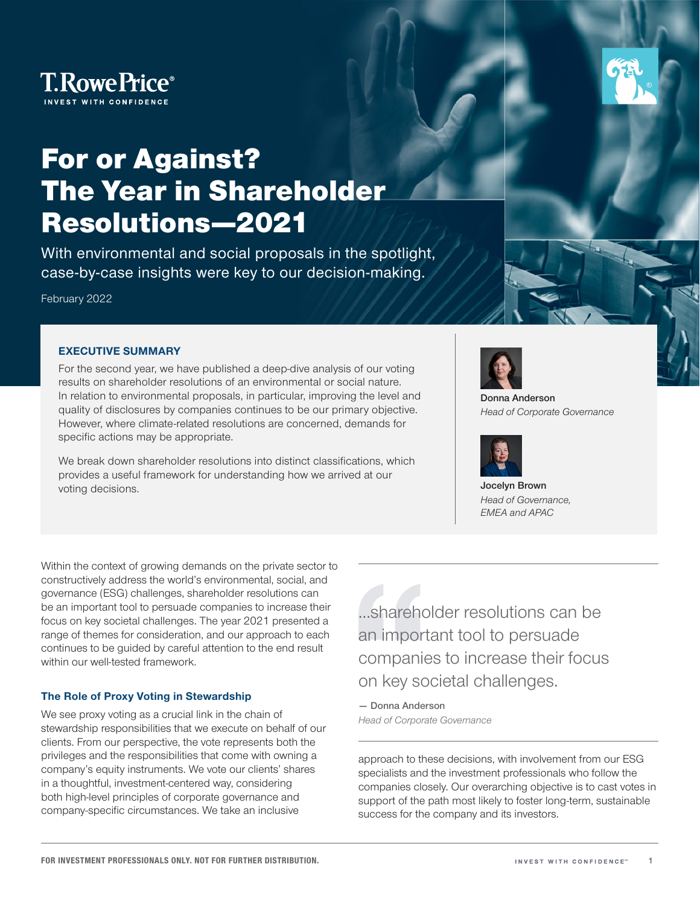T. Rowe Price®

INVEST WITH CONFIDENCE

# For or Against? The Year in Shareholder Resolutions—2021

With environmental and social proposals in the spotlight, case-by-case insights were key to our decision-making.

February 2022

### EXECUTIVE SUMMARY

For the second year, we have published a deep-dive analysis of our voting results on shareholder resolutions of an environmental or social nature. In relation to environmental proposals, in particular, improving the level and quality of disclosures by companies continues to be our primary objective. However, where climate-related resolutions are concerned, demands for specific actions may be appropriate.

We break down shareholder resolutions into distinct classifications, which provides a useful framework for understanding how we arrived at our voting decisions.

**Donna Anderson**
*Head of Corporate Governance*

**Jocelyn Brown**
*Head of Governance, EMEA and APAC*

Within the context of growing demands on the private sector to constructively address the world's environmental, social, and governance (ESG) challenges, shareholder resolutions can be an important tool to persuade companies to increase their focus on key societal challenges. The year 2021 presented a range of themes for consideration, and our approach to each continues to be guided by careful attention to the end result within our well-tested framework.

> ...shareholder resolutions can be an important tool to persuade companies to increase their focus on key societal challenges.
>
> — Donna Anderson
> *Head of Corporate Governance*

### The Role of Proxy Voting in Stewardship

We see proxy voting as a crucial link in the chain of stewardship responsibilities that we execute on behalf of our clients. From our perspective, the vote represents both the privileges and the responsibilities that come with owning a company's equity instruments. We vote our clients' shares in a thoughtful, investment-centered way, considering both high-level principles of corporate governance and company-specific circumstances. We take an inclusive approach to these decisions, with involvement from our ESG specialists and the investment professionals who follow the companies closely. Our overarching objective is to cast votes in support of the path most likely to foster long-term, sustainable success for the company and its investors.

FOR INVESTMENT PROFESSIONALS ONLY. NOT FOR FURTHER DISTRIBUTION.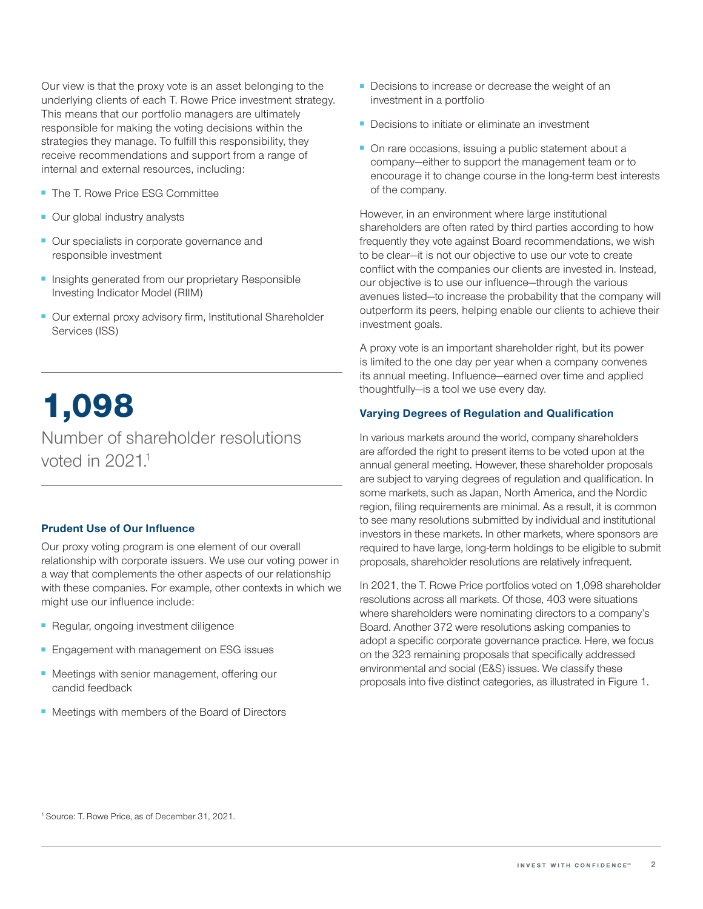Our view is that the proxy vote is an asset belonging to the underlying clients of each T. Rowe Price investment strategy. This means that our portfolio managers are ultimately responsible for making the voting decisions within the strategies they manage. To fulfill this responsibility, they receive recommendations and support from a range of internal and external resources, including:

- The T. Rowe Price ESG Committee
- Our global industry analysts
- Our specialists in corporate governance and responsible investment
- Insights generated from our proprietary Responsible Investing Indicator Model (RIIM)
- Our external proxy advisory firm, Institutional Shareholder Services (ISS)

**1,098**

Number of shareholder resolutions voted in 2021.[1]

### Prudent Use of Our Influence

Our proxy voting program is one element of our overall relationship with corporate issuers. We use our voting power in a way that complements the other aspects of our relationship with these companies. For example, other contexts in which we might use our influence include:

- Regular, ongoing investment diligence
- Engagement with management on ESG issues
- Meetings with senior management, offering our candid feedback
- Meetings with members of the Board of Directors
- Decisions to increase or decrease the weight of an investment in a portfolio
- Decisions to initiate or eliminate an investment
- On rare occasions, issuing a public statement about a company—either to support the management team or to encourage it to change course in the long-term best interests of the company.

However, in an environment where large institutional shareholders are often rated by third parties according to how frequently they vote against Board recommendations, we wish to be clear—it is not our objective to use our vote to create conflict with the companies our clients are invested in. Instead, our objective is to use our influence—through the various avenues listed—to increase the probability that the company will outperform its peers, helping enable our clients to achieve their investment goals.

A proxy vote is an important shareholder right, but its power is limited to the one day per year when a company convenes its annual meeting. Influence—earned over time and applied thoughtfully—is a tool we use every day.

### Varying Degrees of Regulation and Qualification

In various markets around the world, company shareholders are afforded the right to present items to be voted upon at the annual general meeting. However, these shareholder proposals are subject to varying degrees of regulation and qualification. In some markets, such as Japan, North America, and the Nordic region, filing requirements are minimal. As a result, it is common to see many resolutions submitted by individual and institutional investors in these markets. In other markets, where sponsors are required to have large, long-term holdings to be eligible to submit proposals, shareholder resolutions are relatively infrequent.

In 2021, the T. Rowe Price portfolios voted on 1,098 shareholder resolutions across all markets. Of those, 403 were situations where shareholders were nominating directors to a company's Board. Another 372 were resolutions asking companies to adopt a specific corporate governance practice. Here, we focus on the 323 remaining proposals that specifically addressed environmental and social (E&S) issues. We classify these proposals into five distinct categories, as illustrated in Figure 1.

[1] Source: T. Rowe Price, as of December 31, 2021.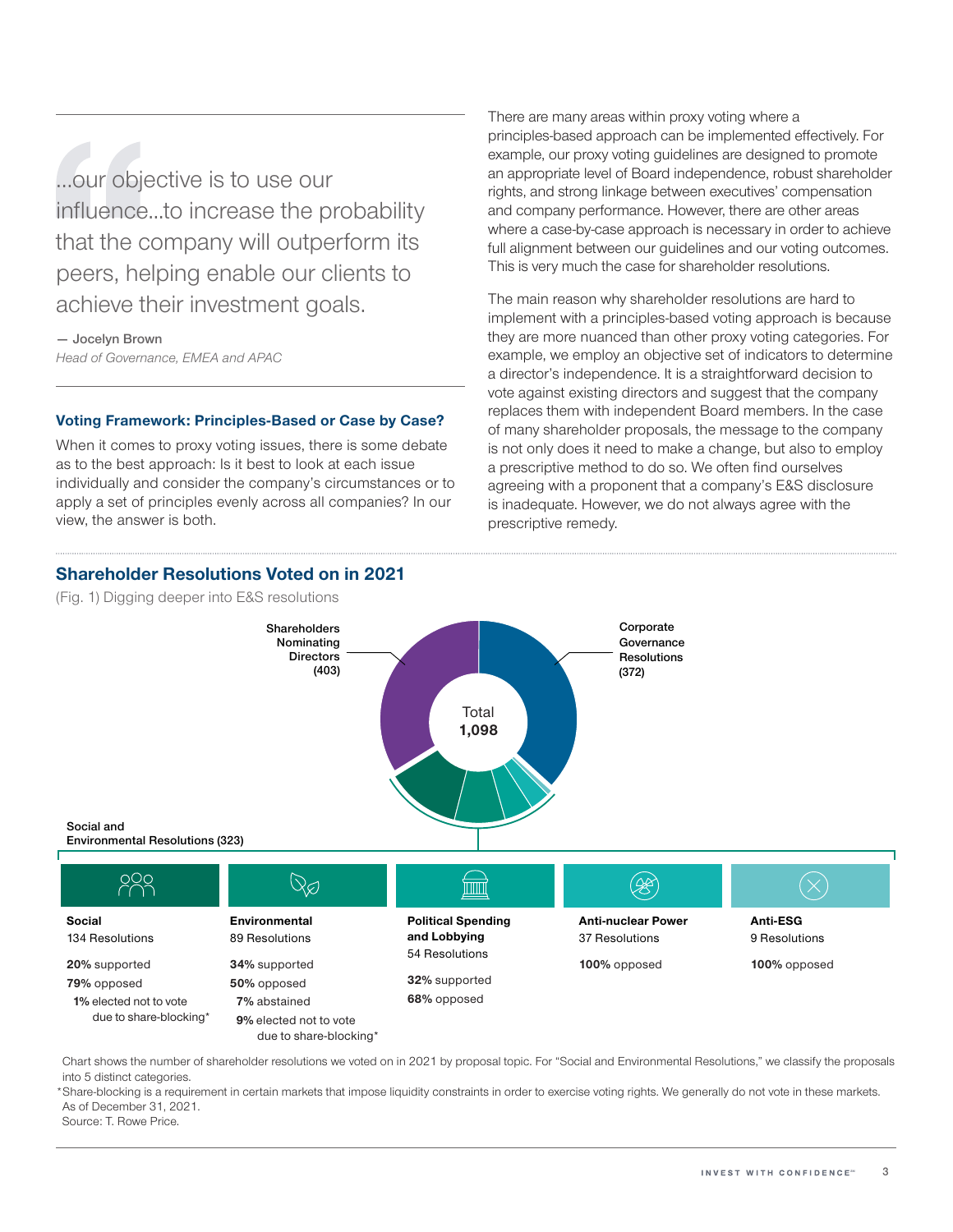> …our objective is to use our influence…to increase the probability that the company will outperform its peers, helping enable our clients to achieve their investment goals.
>
> — Jocelyn Brown
> *Head of Governance, EMEA and APAC*

### Voting Framework: Principles-Based or Case by Case?

When it comes to proxy voting issues, there is some debate as to the best approach: Is it best to look at each issue individually and consider the company's circumstances or to apply a set of principles evenly across all companies? In our view, the answer is both.

There are many areas within proxy voting where a principles-based approach can be implemented effectively. For example, our proxy voting guidelines are designed to promote an appropriate level of Board independence, robust shareholder rights, and strong linkage between executives' compensation and company performance. However, there are other areas where a case-by-case approach is necessary in order to achieve full alignment between our guidelines and our voting outcomes. This is very much the case for shareholder resolutions.

The main reason why shareholder resolutions are hard to implement with a principles-based voting approach is because they are more nuanced than other proxy voting categories. For example, we employ an objective set of indicators to determine a director's independence. It is a straightforward decision to vote against existing directors and suggest that the company replaces them with independent Board members. In the case of many shareholder proposals, the message to the company is not only does it need to make a change, but also to employ a prescriptive method to do so. We often find ourselves agreeing with a proponent that a company's E&S disclosure is inadequate. However, we do not always agree with the prescriptive remedy.

### Shareholder Resolutions Voted on in 2021

(Fig. 1) Digging deeper into E&S resolutions

Total **1,098**

- Shareholders Nominating Directors (403)
- Corporate Governance Resolutions (372)
- Social and Environmental Resolutions (323)

| Social | Environmental | Political Spending and Lobbying | Anti-nuclear Power | Anti-ESG |
|---|---|---|---|---|
| 134 Resolutions | 89 Resolutions | 54 Resolutions | 37 Resolutions | 9 Resolutions |
| **20%** supported | **34%** supported | **32%** supported | **100%** opposed | **100%** opposed |
| **79%** opposed | **50%** opposed | **68%** opposed | | |
| **1%** elected not to vote due to share-blocking* | **7%** abstained | | | |
| | **9%** elected not to vote due to share-blocking* | | | |

Chart shows the number of shareholder resolutions we voted on in 2021 by proposal topic. For "Social and Environmental Resolutions," we classify the proposals into 5 distinct categories.

*Share-blocking is a requirement in certain markets that impose liquidity constraints in order to exercise voting rights. We generally do not vote in these markets.

As of December 31, 2021.

Source: T. Rowe Price.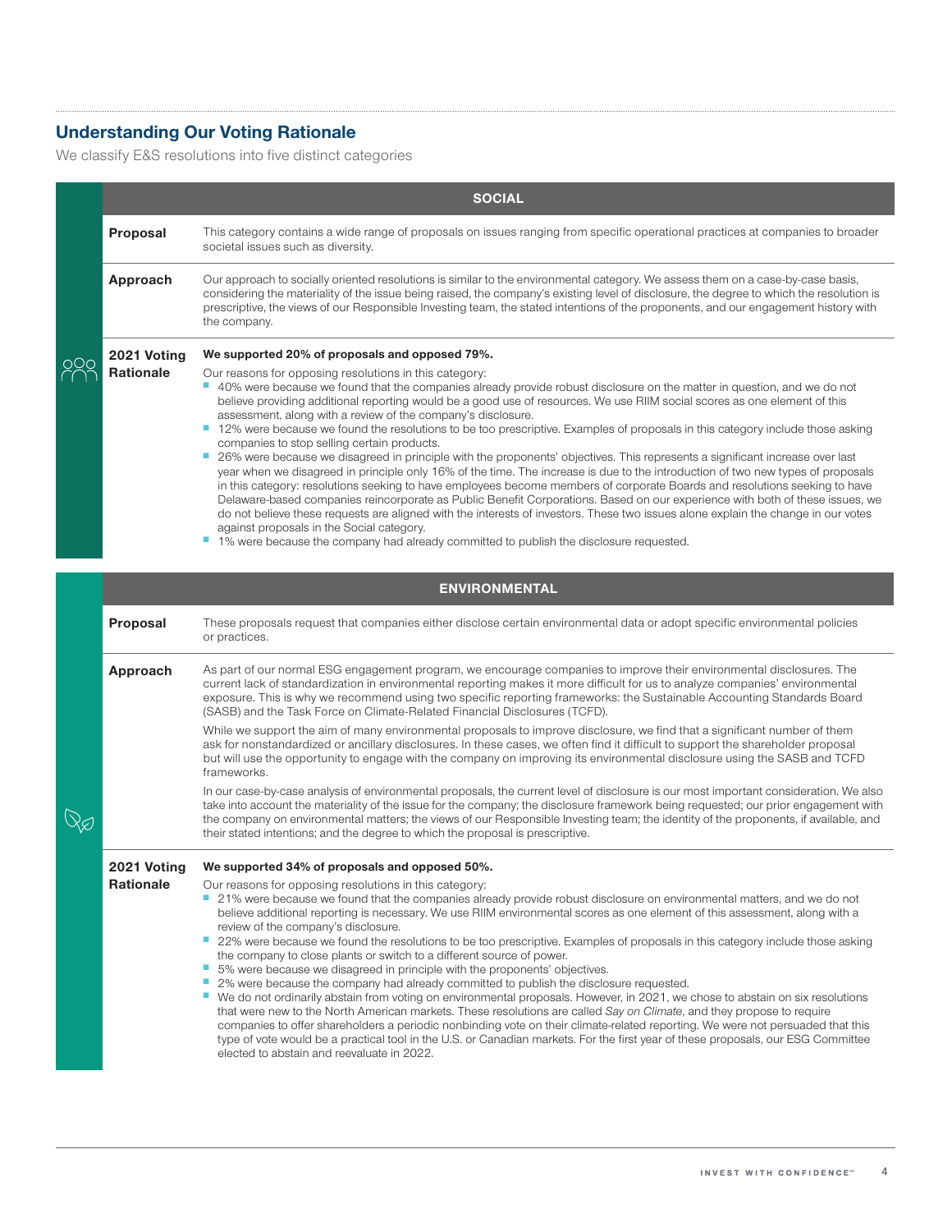## Understanding Our Voting Rationale

We classify E&S resolutions into five distinct categories

### SOCIAL

**Proposal**

This category contains a wide range of proposals on issues ranging from specific operational practices at companies to broader societal issues such as diversity.

**Approach**

Our approach to socially oriented resolutions is similar to the environmental category. We assess them on a case-by-case basis, considering the materiality of the issue being raised, the company's existing level of disclosure, the degree to which the resolution is prescriptive, the views of our Responsible Investing team, the stated intentions of the proponents, and our engagement history with the company.

**2021 Voting Rationale**

**We supported 20% of proposals and opposed 79%.**

Our reasons for opposing resolutions in this category:

- 40% were because we found that the companies already provide robust disclosure on the matter in question, and we do not believe providing additional reporting would be a good use of resources. We use RIIM social scores as one element of this assessment, along with a review of the company's disclosure.
- 12% were because we found the resolutions to be too prescriptive. Examples of proposals in this category include those asking companies to stop selling certain products.
- 26% were because we disagreed in principle with the proponents' objectives. This represents a significant increase over last year when we disagreed in principle only 16% of the time. The increase is due to the introduction of two new types of proposals in this category: resolutions seeking to have employees become members of corporate Boards and resolutions seeking to have Delaware-based companies reincorporate as Public Benefit Corporations. Based on our experience with both of these issues, we do not believe these requests are aligned with the interests of investors. These two issues alone explain the change in our votes against proposals in the Social category.
- 1% were because the company had already committed to publish the disclosure requested.

### ENVIRONMENTAL

**Proposal**

These proposals request that companies either disclose certain environmental data or adopt specific environmental policies or practices.

**Approach**

As part of our normal ESG engagement program, we encourage companies to improve their environmental disclosures. The current lack of standardization in environmental reporting makes it more difficult for us to analyze companies' environmental exposure. This is why we recommend using two specific reporting frameworks: the Sustainable Accounting Standards Board (SASB) and the Task Force on Climate-Related Financial Disclosures (TCFD).

While we support the aim of many environmental proposals to improve disclosure, we find that a significant number of them ask for nonstandardized or ancillary disclosures. In these cases, we often find it difficult to support the shareholder proposal but will use the opportunity to engage with the company on improving its environmental disclosure using the SASB and TCFD frameworks.

In our case-by-case analysis of environmental proposals, the current level of disclosure is our most important consideration. We also take into account the materiality of the issue for the company; the disclosure framework being requested; our prior engagement with the company on environmental matters; the views of our Responsible Investing team; the identity of the proponents, if available, and their stated intentions; and the degree to which the proposal is prescriptive.

**2021 Voting Rationale**

**We supported 34% of proposals and opposed 50%.**

Our reasons for opposing resolutions in this category:

- 21% were because we found that the companies already provide robust disclosure on environmental matters, and we do not believe additional reporting is necessary. We use RIIM environmental scores as one element of this assessment, along with a review of the company's disclosure.
- 22% were because we found the resolutions to be too prescriptive. Examples of proposals in this category include those asking the company to close plants or switch to a different source of power.
- 5% were because we disagreed in principle with the proponents' objectives.
- 2% were because the company had already committed to publish the disclosure requested.
- We do not ordinarily abstain from voting on environmental proposals. However, in 2021, we chose to abstain on six resolutions that were new to the North American markets. These resolutions are called *Say on Climate*, and they propose to require companies to offer shareholders a periodic nonbinding vote on their climate-related reporting. We were not persuaded that this type of vote would be a practical tool in the U.S. or Canadian markets. For the first year of these proposals, our ESG Committee elected to abstain and reevaluate in 2022.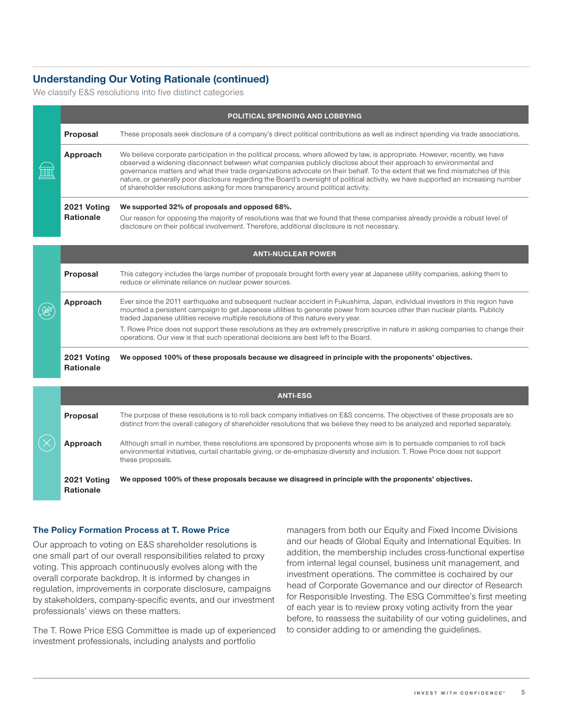## Understanding Our Voting Rationale (continued)

We classify E&S resolutions into five distinct categories

| POLITICAL SPENDING AND LOBBYING | |
|---|---|
| **Proposal** | These proposals seek disclosure of a company's direct political contributions as well as indirect spending via trade associations. |
| **Approach** | We believe corporate participation in the political process, where allowed by law, is appropriate. However, recently, we have observed a widening disconnect between what companies publicly disclose about their approach to environmental and governance matters and what their trade organizations advocate on their behalf. To the extent that we find mismatches of this nature, or generally poor disclosure regarding the Board's oversight of political activity, we have supported an increasing number of shareholder resolutions asking for more transparency around political activity. |
| **2021 Voting Rationale** | **We supported 32% of proposals and opposed 68%.** Our reason for opposing the majority of resolutions was that we found that these companies already provide a robust level of disclosure on their political involvement. Therefore, additional disclosure is not necessary. |

| ANTI-NUCLEAR POWER | |
|---|---|
| **Proposal** | This category includes the large number of proposals brought forth every year at Japanese utility companies, asking them to reduce or eliminate reliance on nuclear power sources. |
| **Approach** | Ever since the 2011 earthquake and subsequent nuclear accident in Fukushima, Japan, individual investors in this region have mounted a persistent campaign to get Japanese utilities to generate power from sources other than nuclear plants. Publicly traded Japanese utilities receive multiple resolutions of this nature every year. T. Rowe Price does not support these resolutions as they are extremely prescriptive in nature in asking companies to change their operations. Our view is that such operational decisions are best left to the Board. |
| **2021 Voting Rationale** | **We opposed 100% of these proposals because we disagreed in principle with the proponents' objectives.** |

| ANTI-ESG | |
|---|---|
| **Proposal** | The purpose of these resolutions is to roll back company initiatives on E&S concerns. The objectives of these proposals are so distinct from the overall category of shareholder resolutions that we believe they need to be analyzed and reported separately. |
| **Approach** | Although small in number, these resolutions are sponsored by proponents whose aim is to persuade companies to roll back environmental initiatives, curtail charitable giving, or de-emphasize diversity and inclusion. T. Rowe Price does not support these proposals. |
| **2021 Voting Rationale** | **We opposed 100% of these proposals because we disagreed in principle with the proponents' objectives.** |

### The Policy Formation Process at T. Rowe Price

Our approach to voting on E&S shareholder resolutions is one small part of our overall responsibilities related to proxy voting. This approach continuously evolves along with the overall corporate backdrop. It is informed by changes in regulation, improvements in corporate disclosure, campaigns by stakeholders, company-specific events, and our investment professionals' views on these matters.

The T. Rowe Price ESG Committee is made up of experienced investment professionals, including analysts and portfolio managers from both our Equity and Fixed Income Divisions and our heads of Global Equity and International Equities. In addition, the membership includes cross-functional expertise from internal legal counsel, business unit management, and investment operations. The committee is cochaired by our head of Corporate Governance and our director of Research for Responsible Investing. The ESG Committee's first meeting of each year is to review proxy voting activity from the year before, to reassess the suitability of our voting guidelines, and to consider adding to or amending the guidelines.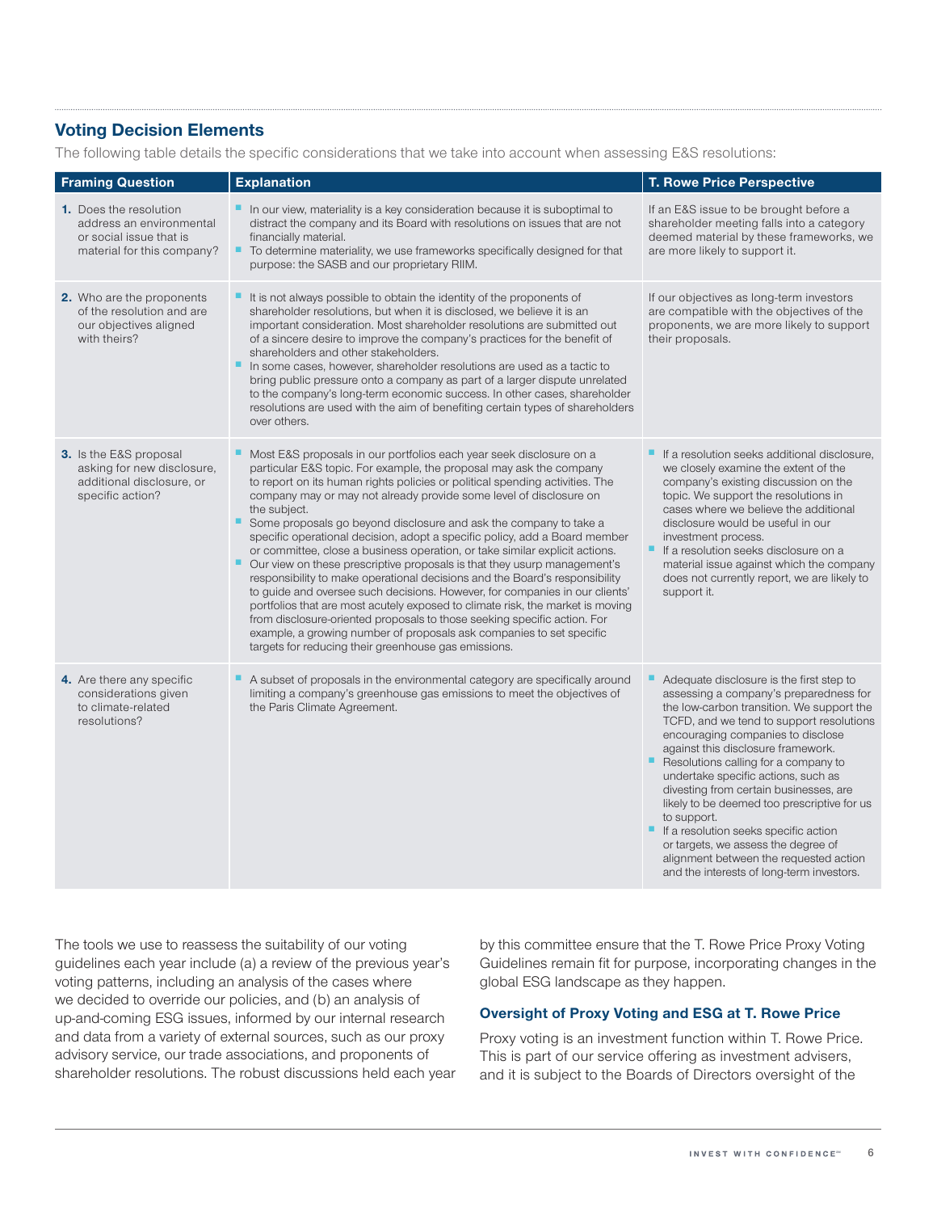## Voting Decision Elements

The following table details the specific considerations that we take into account when assessing E&S resolutions:

| Framing Question | Explanation | T. Rowe Price Perspective |
|---|---|---|
| **1.** Does the resolution address an environmental or social issue that is material for this company? | ▪ In our view, materiality is a key consideration because it is suboptimal to distract the company and its Board with resolutions on issues that are not financially material.<br>▪ To determine materiality, we use frameworks specifically designed for that purpose: the SASB and our proprietary RIIM. | If an E&S issue to be brought before a shareholder meeting falls into a category deemed material by these frameworks, we are more likely to support it. |
| **2.** Who are the proponents of the resolution and are our objectives aligned with theirs? | ▪ It is not always possible to obtain the identity of the proponents of shareholder resolutions, but when it is disclosed, we believe it is an important consideration. Most shareholder resolutions are submitted out of a sincere desire to improve the company's practices for the benefit of shareholders and other stakeholders.<br>▪ In some cases, however, shareholder resolutions are used as a tactic to bring public pressure onto a company as part of a larger dispute unrelated to the company's long-term economic success. In other cases, shareholder resolutions are used with the aim of benefiting certain types of shareholders over others. | If our objectives as long-term investors are compatible with the objectives of the proponents, we are more likely to support their proposals. |
| **3.** Is the E&S proposal asking for new disclosure, additional disclosure, or specific action? | ▪ Most E&S proposals in our portfolios each year seek disclosure on a particular E&S topic. For example, the proposal may ask the company to report on its human rights policies or political spending activities. The company may or may not already provide some level of disclosure on the subject.<br>▪ Some proposals go beyond disclosure and ask the company to take a specific operational decision, adopt a specific policy, add a Board member or committee, close a business operation, or take similar explicit actions.<br>▪ Our view on these prescriptive proposals is that they usurp management's responsibility to make operational decisions and the Board's responsibility to guide and oversee such decisions. However, for companies in our clients' portfolios that are most acutely exposed to climate risk, the market is moving from disclosure-oriented proposals to those seeking specific action. For example, a growing number of proposals ask companies to set specific targets for reducing their greenhouse gas emissions. | ▪ If a resolution seeks additional disclosure, we closely examine the extent of the company's existing discussion on the topic. We support the resolutions in cases where we believe the additional disclosure would be useful in our investment process.<br>▪ If a resolution seeks disclosure on a material issue against which the company does not currently report, we are likely to support it. |
| **4.** Are there any specific considerations given to climate-related resolutions? | ▪ A subset of proposals in the environmental category are specifically around limiting a company's greenhouse gas emissions to meet the objectives of the Paris Climate Agreement. | ▪ Adequate disclosure is the first step to assessing a company's preparedness for the low-carbon transition. We support the TCFD, and we tend to support resolutions encouraging companies to disclose against this disclosure framework.<br>▪ Resolutions calling for a company to undertake specific actions, such as divesting from certain businesses, are likely to be deemed too prescriptive for us to support.<br>▪ If a resolution seeks specific action or targets, we assess the degree of alignment between the requested action and the interests of long-term investors. |

The tools we use to reassess the suitability of our voting guidelines each year include (a) a review of the previous year's voting patterns, including an analysis of the cases where we decided to override our policies, and (b) an analysis of up-and-coming ESG issues, informed by our internal research and data from a variety of external sources, such as our proxy advisory service, our trade associations, and proponents of shareholder resolutions. The robust discussions held each year by this committee ensure that the T. Rowe Price Proxy Voting Guidelines remain fit for purpose, incorporating changes in the global ESG landscape as they happen.

### Oversight of Proxy Voting and ESG at T. Rowe Price

Proxy voting is an investment function within T. Rowe Price. This is part of our service offering as investment advisers, and it is subject to the Boards of Directors oversight of the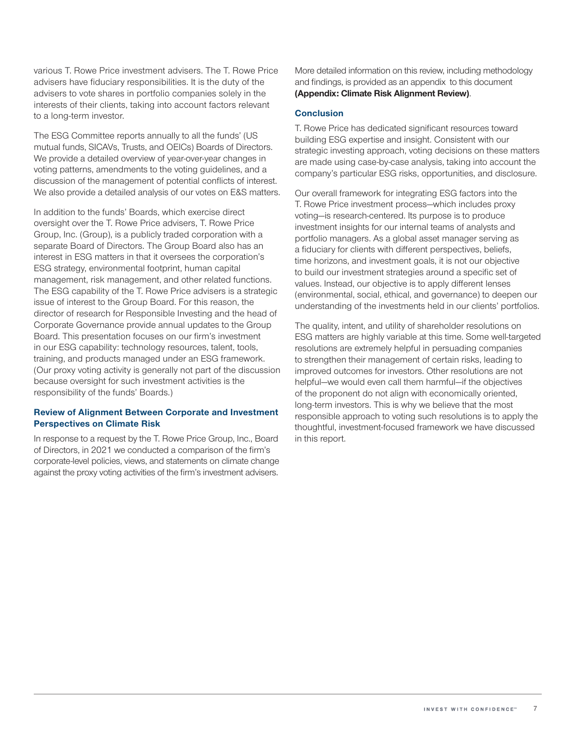various T. Rowe Price investment advisers. The T. Rowe Price advisers have fiduciary responsibilities. It is the duty of the advisers to vote shares in portfolio companies solely in the interests of their clients, taking into account factors relevant to a long-term investor.

The ESG Committee reports annually to all the funds' (US mutual funds, SICAVs, Trusts, and OEICs) Boards of Directors. We provide a detailed overview of year-over-year changes in voting patterns, amendments to the voting guidelines, and a discussion of the management of potential conflicts of interest. We also provide a detailed analysis of our votes on E&S matters.

In addition to the funds' Boards, which exercise direct oversight over the T. Rowe Price advisers, T. Rowe Price Group, Inc. (Group), is a publicly traded corporation with a separate Board of Directors. The Group Board also has an interest in ESG matters in that it oversees the corporation's ESG strategy, environmental footprint, human capital management, risk management, and other related functions. The ESG capability of the T. Rowe Price advisers is a strategic issue of interest to the Group Board. For this reason, the director of research for Responsible Investing and the head of Corporate Governance provide annual updates to the Group Board. This presentation focuses on our firm's investment in our ESG capability: technology resources, talent, tools, training, and products managed under an ESG framework. (Our proxy voting activity is generally not part of the discussion because oversight for such investment activities is the responsibility of the funds' Boards.)

### Review of Alignment Between Corporate and Investment Perspectives on Climate Risk

In response to a request by the T. Rowe Price Group, Inc., Board of Directors, in 2021 we conducted a comparison of the firm's corporate-level policies, views, and statements on climate change against the proxy voting activities of the firm's investment advisers.

More detailed information on this review, including methodology and findings, is provided as an appendix to this document **(Appendix: Climate Risk Alignment Review)**.

### Conclusion

T. Rowe Price has dedicated significant resources toward building ESG expertise and insight. Consistent with our strategic investing approach, voting decisions on these matters are made using case-by-case analysis, taking into account the company's particular ESG risks, opportunities, and disclosure.

Our overall framework for integrating ESG factors into the T. Rowe Price investment process—which includes proxy voting—is research-centered. Its purpose is to produce investment insights for our internal teams of analysts and portfolio managers. As a global asset manager serving as a fiduciary for clients with different perspectives, beliefs, time horizons, and investment goals, it is not our objective to build our investment strategies around a specific set of values. Instead, our objective is to apply different lenses (environmental, social, ethical, and governance) to deepen our understanding of the investments held in our clients' portfolios.

The quality, intent, and utility of shareholder resolutions on ESG matters are highly variable at this time. Some well-targeted resolutions are extremely helpful in persuading companies to strengthen their management of certain risks, leading to improved outcomes for investors. Other resolutions are not helpful—we would even call them harmful—if the objectives of the proponent do not align with economically oriented, long-term investors. This is why we believe that the most responsible approach to voting such resolutions is to apply the thoughtful, investment-focused framework we have discussed in this report.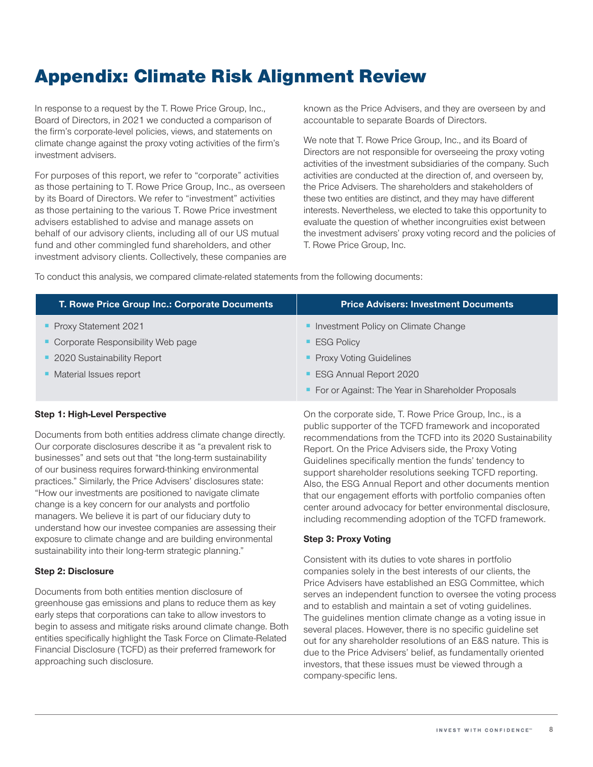# Appendix: Climate Risk Alignment Review

In response to a request by the T. Rowe Price Group, Inc., Board of Directors, in 2021 we conducted a comparison of the firm's corporate-level policies, views, and statements on climate change against the proxy voting activities of the firm's investment advisers.

For purposes of this report, we refer to "corporate" activities as those pertaining to T. Rowe Price Group, Inc., as overseen by its Board of Directors. We refer to "investment" activities as those pertaining to the various T. Rowe Price investment advisers established to advise and manage assets on behalf of our advisory clients, including all of our US mutual fund and other commingled fund shareholders, and other investment advisory clients. Collectively, these companies are known as the Price Advisers, and they are overseen by and accountable to separate Boards of Directors.

We note that T. Rowe Price Group, Inc., and its Board of Directors are not responsible for overseeing the proxy voting activities of the investment subsidiaries of the company. Such activities are conducted at the direction of, and overseen by, the Price Advisers. The shareholders and stakeholders of these two entities are distinct, and they may have different interests. Nevertheless, we elected to take this opportunity to evaluate the question of whether incongruities exist between the investment advisers' proxy voting record and the policies of T. Rowe Price Group, Inc.

To conduct this analysis, we compared climate-related statements from the following documents:

| T. Rowe Price Group Inc.: Corporate Documents | Price Advisers: Investment Documents |
|---|---|
| ▪ Proxy Statement 2021 | ▪ Investment Policy on Climate Change |
| ▪ Corporate Responsibility Web page | ▪ ESG Policy |
| ▪ 2020 Sustainability Report | ▪ Proxy Voting Guidelines |
| ▪ Material Issues report | ▪ ESG Annual Report 2020 |
| | ▪ For or Against: The Year in Shareholder Proposals |

**Step 1: High-Level Perspective**

Documents from both entities address climate change directly. Our corporate disclosures describe it as "a prevalent risk to businesses" and sets out that "the long-term sustainability of our business requires forward-thinking environmental practices." Similarly, the Price Advisers' disclosures state: "How our investments are positioned to navigate climate change is a key concern for our analysts and portfolio managers. We believe it is part of our fiduciary duty to understand how our investee companies are assessing their exposure to climate change and are building environmental sustainability into their long-term strategic planning."

**Step 2: Disclosure**

Documents from both entities mention disclosure of greenhouse gas emissions and plans to reduce them as key early steps that corporations can take to allow investors to begin to assess and mitigate risks around climate change. Both entities specifically highlight the Task Force on Climate-Related Financial Disclosure (TCFD) as their preferred framework for approaching such disclosure.

On the corporate side, T. Rowe Price Group, Inc., is a public supporter of the TCFD framework and incoporated recommendations from the TCFD into its 2020 Sustainability Report. On the Price Advisers side, the Proxy Voting Guidelines specifically mention the funds' tendency to support shareholder resolutions seeking TCFD reporting. Also, the ESG Annual Report and other documents mention that our engagement efforts with portfolio companies often center around advocacy for better environmental disclosure, including recommending adoption of the TCFD framework.

**Step 3: Proxy Voting**

Consistent with its duties to vote shares in portfolio companies solely in the best interests of our clients, the Price Advisers have established an ESG Committee, which serves an independent function to oversee the voting process and to establish and maintain a set of voting guidelines. The guidelines mention climate change as a voting issue in several places. However, there is no specific guideline set out for any shareholder resolutions of an E&S nature. This is due to the Price Advisers' belief, as fundamentally oriented investors, that these issues must be viewed through a company-specific lens.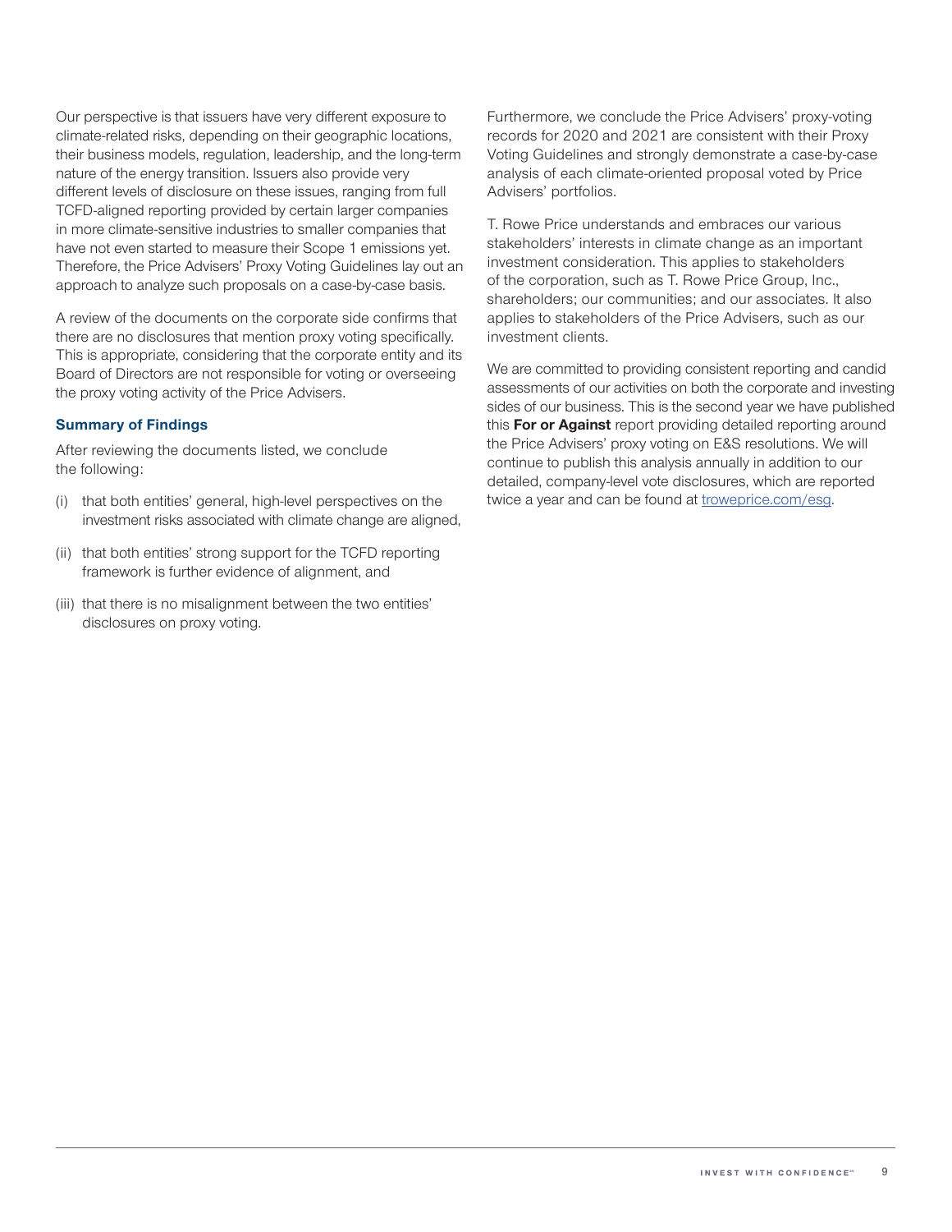Our perspective is that issuers have very different exposure to climate-related risks, depending on their geographic locations, their business models, regulation, leadership, and the long-term nature of the energy transition. Issuers also provide very different levels of disclosure on these issues, ranging from full TCFD-aligned reporting provided by certain larger companies in more climate-sensitive industries to smaller companies that have not even started to measure their Scope 1 emissions yet. Therefore, the Price Advisers' Proxy Voting Guidelines lay out an approach to analyze such proposals on a case-by-case basis.

A review of the documents on the corporate side confirms that there are no disclosures that mention proxy voting specifically. This is appropriate, considering that the corporate entity and its Board of Directors are not responsible for voting or overseeing the proxy voting activity of the Price Advisers.

### Summary of Findings

After reviewing the documents listed, we conclude the following:

(i) that both entities' general, high-level perspectives on the investment risks associated with climate change are aligned,

(ii) that both entities' strong support for the TCFD reporting framework is further evidence of alignment, and

(iii) that there is no misalignment between the two entities' disclosures on proxy voting.

Furthermore, we conclude the Price Advisers' proxy-voting records for 2020 and 2021 are consistent with their Proxy Voting Guidelines and strongly demonstrate a case-by-case analysis of each climate-oriented proposal voted by Price Advisers' portfolios.

T. Rowe Price understands and embraces our various stakeholders' interests in climate change as an important investment consideration. This applies to stakeholders of the corporation, such as T. Rowe Price Group, Inc., shareholders; our communities; and our associates. It also applies to stakeholders of the Price Advisers, such as our investment clients.

We are committed to providing consistent reporting and candid assessments of our activities on both the corporate and investing sides of our business. This is the second year we have published this **For or Against** report providing detailed reporting around the Price Advisers' proxy voting on E&S resolutions. We will continue to publish this analysis annually in addition to our detailed, company-level vote disclosures, which are reported twice a year and can be found at troweprice.com/esg.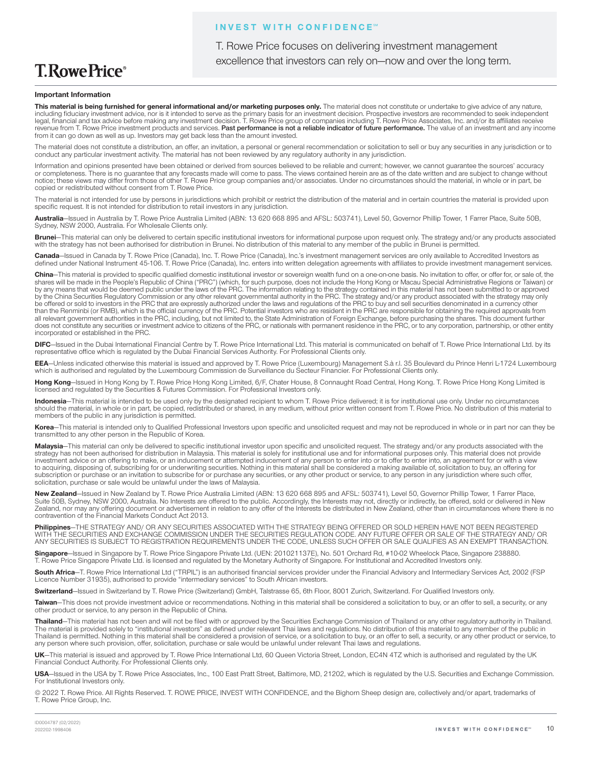INVEST WITH CONFIDENCE℠

T. Rowe Price focuses on delivering investment management excellence that investors can rely on—now and over the long term.

T.RowePrice®

**Important Information**

**This material is being furnished for general informational and/or marketing purposes only.** The material does not constitute or undertake to give advice of any nature, including fiduciary investment advice, nor is it intended to serve as the primary basis for an investment decision. Prospective investors are recommended to seek independent legal, financial and tax advice before making any investment decision. T. Rowe Price group of companies including T. Rowe Price Associates, Inc. and/or its affiliates receive revenue from T. Rowe Price investment products and services. **Past performance is not a reliable indicator of future performance.** The value of an investment and any income from it can go down as well as up. Investors may get back less than the amount invested.

The material does not constitute a distribution, an offer, an invitation, a personal or general recommendation or solicitation to sell or buy any securities in any jurisdiction or to conduct any particular investment activity. The material has not been reviewed by any regulatory authority in any jurisdiction.

Information and opinions presented have been obtained or derived from sources believed to be reliable and current; however, we cannot guarantee the sources' accuracy or completeness. There is no guarantee that any forecasts made will come to pass. The views contained herein are as of the date written and are subject to change without notice; these views may differ from those of other T. Rowe Price group companies and/or associates. Under no circumstances should the material, in whole or in part, be copied or redistributed without consent from T. Rowe Price.

The material is not intended for use by persons in jurisdictions which prohibit or restrict the distribution of the material and in certain countries the material is provided upon specific request. It is not intended for distribution to retail investors in any jurisdiction.

**Australia**—Issued in Australia by T. Rowe Price Australia Limited (ABN: 13 620 668 895 and AFSL: 503741), Level 50, Governor Phillip Tower, 1 Farrer Place, Suite 50B, Sydney, NSW 2000, Australia. For Wholesale Clients only.

**Brunei**—This material can only be delivered to certain specific institutional investors for informational purpose upon request only. The strategy and/or any products associated with the strategy has not been authorised for distribution in Brunei. No distribution of this material to any member of the public in Brunei is permitted.

**Canada**—Issued in Canada by T. Rowe Price (Canada), Inc. T. Rowe Price (Canada), Inc.'s investment management services are only available to Accredited Investors as defined under National Instrument 45-106. T. Rowe Price (Canada), Inc. enters into written delegation agreements with affiliates to provide investment management services.

**China**—This material is provided to specific qualified domestic institutional investor or sovereign wealth fund on a one-on-one basis. No invitation to offer, or offer for, or sale of, the shares will be made in the People's Republic of China ("PRC") (which, for such purpose, does not include the Hong Kong or Macau Special Administrative Regions or Taiwan) or by any means that would be deemed public under the laws of the PRC. The information relating to the strategy contained in this material has not been submitted to or approved by the China Securities Regulatory Commission or any other relevant governmental authority in the PRC. The strategy and/or any product associated with the strategy may only be offered or sold to investors in the PRC that are expressly authorized under the laws and regulations of the PRC to buy and sell securities denominated in a currency other than the Renminbi (or RMB), which is the official currency of the PRC. Potential investors who are resident in the PRC are responsible for obtaining the required approvals from all relevant government authorities in the PRC, including, but not limited to, the State Administration of Foreign Exchange, before purchasing the shares. This document further does not constitute any securities or investment advice to citizens of the PRC, or nationals with permanent residence in the PRC, or to any corporation, partnership, or other entity incorporated or established in the PRC.

**DIFC**—Issued in the Dubai International Financial Centre by T. Rowe Price International Ltd. This material is communicated on behalf of T. Rowe Price International Ltd. by its representative office which is regulated by the Dubai Financial Services Authority. For Professional Clients only.

**EEA**—Unless indicated otherwise this material is issued and approved by T. Rowe Price (Luxembourg) Management S.à r.l. 35 Boulevard du Prince Henri L-1724 Luxembourg which is authorised and regulated by the Luxembourg Commission de Surveillance du Secteur Financier. For Professional Clients only.

**Hong Kong**—Issued in Hong Kong by T. Rowe Price Hong Kong Limited, 6/F, Chater House, 8 Connaught Road Central, Hong Kong. T. Rowe Price Hong Kong Limited is licensed and regulated by the Securities & Futures Commission. For Professional Investors only.

**Indonesia**—This material is intended to be used only by the designated recipient to whom T. Rowe Price delivered; it is for institutional use only. Under no circumstances should the material, in whole or in part, be copied, redistributed or shared, in any medium, without prior written consent from T. Rowe Price. No distribution of this material to members of the public in any jurisdiction is permitted.

**Korea**—This material is intended only to Qualified Professional Investors upon specific and unsolicited request and may not be reproduced in whole or in part nor can they be transmitted to any other person in the Republic of Korea.

**Malaysia**—This material can only be delivered to specific institutional investor upon specific and unsolicited request. The strategy and/or any products associated with the strategy has not been authorised for distribution in Malaysia. This material is solely for institutional use and for informational purposes only. This material does not provide investment advice or an offering to make, or an inducement or attempted inducement of any person to enter into or to offer to enter into, an agreement for or with a view to acquiring, disposing of, subscribing for or underwriting securities. Nothing in this material shall be considered a making available of, solicitation to buy, an offering for subscription or purchase or an invitation to subscribe for or purchase any securities, or any other product or service, to any person in any jurisdiction where such offer, solicitation, purchase or sale would be unlawful under the laws of Malaysia.

**New Zealand**—Issued in New Zealand by T. Rowe Price Australia Limited (ABN: 13 620 668 895 and AFSL: 503741), Level 50, Governor Phillip Tower, 1 Farrer Place, Suite 50B, Sydney, NSW 2000, Australia. No Interests are offered to the public. Accordingly, the Interests may not, directly or indirectly, be offered, sold or delivered in New Zealand, nor may any offering document or advertisement in relation to any offer of the Interests be distributed in New Zealand, other than in circumstances where there is no contravention of the Financial Markets Conduct Act 2013.

**Philippines**—THE STRATEGY AND/ OR ANY SECURITIES ASSOCIATED WITH THE STRATEGY BEING OFFERED OR SOLD HEREIN HAVE NOT BEEN REGISTERED WITH THE SECURITIES AND EXCHANGE COMMISSION UNDER THE SECURITIES REGULATION CODE. ANY FUTURE OFFER OR SALE OF THE STRATEGY AND/ OR ANY SECURITIES IS SUBJECT TO REGISTRATION REQUIREMENTS UNDER THE CODE, UNLESS SUCH OFFER OR SALE QUALIFIES AS AN EXEMPT TRANSACTION.

**Singapore**—Issued in Singapore by T. Rowe Price Singapore Private Ltd. (UEN: 201021137E), No. 501 Orchard Rd, #10-02 Wheelock Place, Singapore 238880. T. Rowe Price Singapore Private Ltd. is licensed and regulated by the Monetary Authority of Singapore. For Institutional and Accredited Investors only.

**South Africa**—T. Rowe Price International Ltd ("TRPIL") is an authorised financial services provider under the Financial Advisory and Intermediary Services Act, 2002 (FSP Licence Number 31935), authorised to provide "intermediary services" to South African investors.

**Switzerland**—Issued in Switzerland by T. Rowe Price (Switzerland) GmbH, Talstrasse 65, 6th Floor, 8001 Zurich, Switzerland. For Qualified Investors only.

**Taiwan**—This does not provide investment advice or recommendations. Nothing in this material shall be considered a solicitation to buy, or an offer to sell, a security, or any other product or service, to any person in the Republic of China.

**Thailand**—This material has not been and will not be filed with or approved by the Securities Exchange Commission of Thailand or any other regulatory authority in Thailand. The material is provided solely to "institutional investors" as defined under relevant Thai laws and regulations. No distribution of this material to any member of the public in Thailand is permitted. Nothing in this material shall be considered a provision of service, or a solicitation to buy, or an offer to sell, a security, or any other product or service, to any person where such provision, offer, solicitation, purchase or sale would be unlawful under relevant Thai laws and regulations.

**UK**—This material is issued and approved by T. Rowe Price International Ltd, 60 Queen Victoria Street, London, EC4N 4TZ which is authorised and regulated by the UK Financial Conduct Authority. For Professional Clients only.

**USA**—Issued in the USA by T. Rowe Price Associates, Inc., 100 East Pratt Street, Baltimore, MD, 21202, which is regulated by the U.S. Securities and Exchange Commission. For Institutional Investors only.

© 2022 T. Rowe Price. All Rights Reserved. T. ROWE PRICE, INVEST WITH CONFIDENCE, and the Bighorn Sheep design are, collectively and/or apart, trademarks of T. Rowe Price Group, Inc.

ID0004787 (02/2022)
202202-1998406